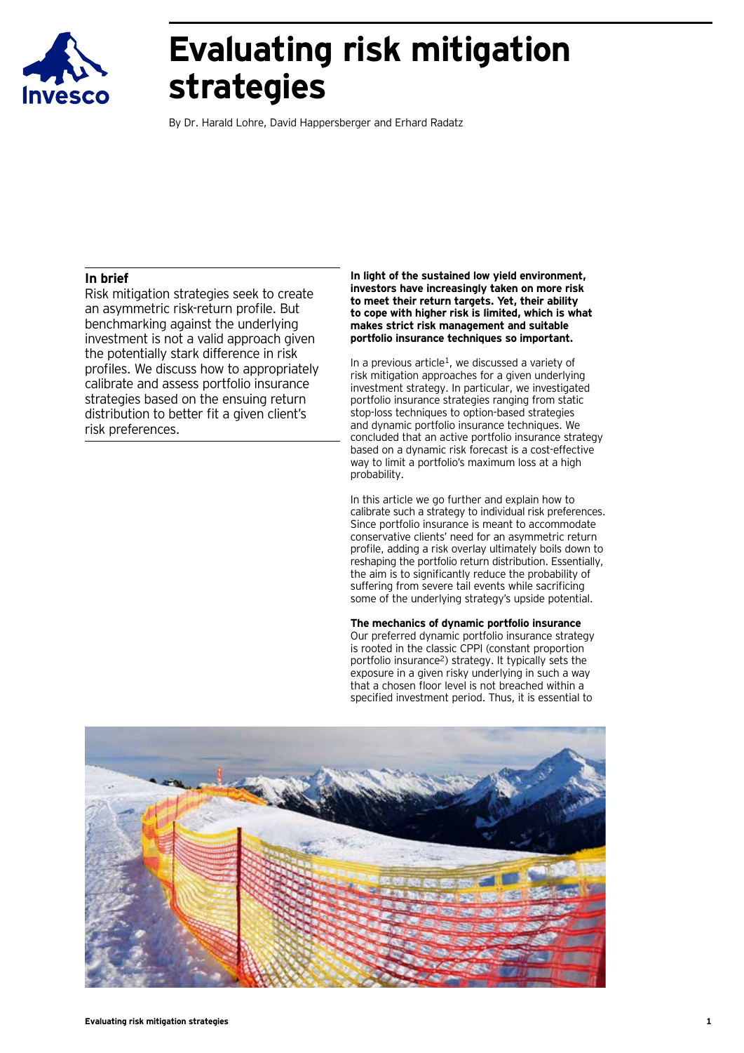# Evaluating risk mitigation strategies

By Dr. Harald Lohre, David Happersberger and Erhard Radatz

## In brief

Risk mitigation strategies seek to create an asymmetric risk-return profile. But benchmarking against the underlying investment is not a valid approach given the potentially stark difference in risk profiles. We discuss how to appropriately calibrate and assess portfolio insurance strategies based on the ensuing return distribution to better fit a given client's risk preferences.

**In light of the sustained low yield environment, investors have increasingly taken on more risk to meet their return targets. Yet, their ability to cope with higher risk is limited, which is what makes strict risk management and suitable portfolio insurance techniques so important.**

In a previous article[1], we discussed a variety of risk mitigation approaches for a given underlying investment strategy. In particular, we investigated portfolio insurance strategies ranging from static stop-loss techniques to option-based strategies and dynamic portfolio insurance techniques. We concluded that an active portfolio insurance strategy based on a dynamic risk forecast is a cost-effective way to limit a portfolio's maximum loss at a high probability.

In this article we go further and explain how to calibrate such a strategy to individual risk preferences. Since portfolio insurance is meant to accommodate conservative clients' need for an asymmetric return profile, adding a risk overlay ultimately boils down to reshaping the portfolio return distribution. Essentially, the aim is to significantly reduce the probability of suffering from severe tail events while sacrificing some of the underlying strategy's upside potential.

**The mechanics of dynamic portfolio insurance**

Our preferred dynamic portfolio insurance strategy is rooted in the classic CPPI (constant proportion portfolio insurance[2]) strategy. It typically sets the exposure in a given risky underlying in such a way that a chosen floor level is not breached within a specified investment period. Thus, it is essential to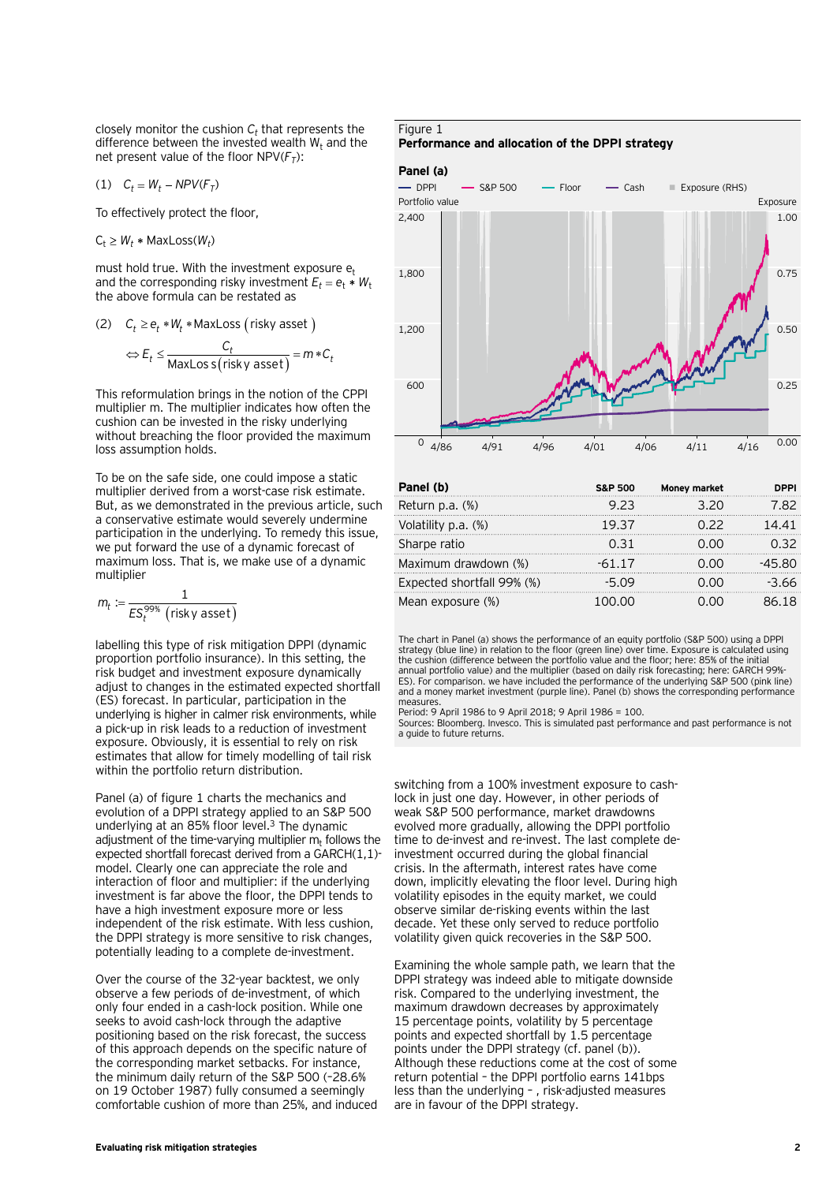closely monitor the cushion $C_t$ that represents the difference between the invested wealth $W_t$ and the net present value of the floor $NPV(F_T)$:

$$(1) \quad C_t = W_t - NPV(F_T)$$

To effectively protect the floor,

$$C_t \geq W_t * \text{MaxLoss}(W_t)$$

must hold true. With the investment exposure $e_t$ and the corresponding risky investment $E_t = e_t * W_t$ the above formula can be restated as

$$(2) \quad C_t \geq e_t * W_t * \text{MaxLoss}(\text{risky asset})$$

$$\Leftrightarrow E_t \leq \frac{C_t}{\text{MaxLoss}(\text{risky asset})} = m * C_t$$

This reformulation brings in the notion of the CPPI multiplier m. The multiplier indicates how often the cushion can be invested in the risky underlying without breaching the floor provided the maximum loss assumption holds.

To be on the safe side, one could impose a static multiplier derived from a worst-case risk estimate. But, as we demonstrated in the previous article, such a conservative estimate would severely undermine participation in the underlying. To remedy this issue, we put forward the use of a dynamic forecast of maximum loss. That is, we make use of a dynamic multiplier

$$m_t := \frac{1}{ES_t^{99\%}(\text{risky asset})}$$

labelling this type of risk mitigation DPPI (dynamic proportion portfolio insurance). In this setting, the risk budget and investment exposure dynamically adjust to changes in the estimated expected shortfall (ES) forecast. In particular, participation in the underlying is higher in calmer risk environments, while a pick-up in risk leads to a reduction of investment exposure. Obviously, it is essential to rely on risk estimates that allow for timely modelling of tail risk within the portfolio return distribution.

Panel (a) of figure 1 charts the mechanics and evolution of a DPPI strategy applied to an S&P 500 underlying at an 85% floor level.[3] The dynamic adjustment of the time-varying multiplier $m_t$ follows the expected shortfall forecast derived from a GARCH(1,1)-model. Clearly one can appreciate the role and interaction of floor and multiplier: if the underlying investment is far above the floor, the DPPI tends to have a high investment exposure more or less independent of the risk estimate. With less cushion, the DPPI strategy is more sensitive to risk changes, potentially leading to a complete de-investment.

Over the course of the 32-year backtest, we only observe a few periods of de-investment, of which only four ended in a cash-lock position. While one seeks to avoid cash-lock through the adaptive positioning based on the risk forecast, the success of this approach depends on the specific nature of the corresponding market setbacks. For instance, the minimum daily return of the S&P 500 (-28.6% on 19 October 1987) fully consumed a seemingly comfortable cushion of more than 25%, and induced switching from a 100% investment exposure to cash-lock in just one day. However, in other periods of weak S&P 500 performance, market drawdowns evolved more gradually, allowing the DPPI portfolio time to de-invest and re-invest. The last complete de-investment occurred during the global financial crisis. In the aftermath, interest rates have come down, implicitly elevating the floor level. During high volatility episodes in the equity market, we could observe similar de-risking events within the last decade. Yet these only served to reduce portfolio volatility given quick recoveries in the S&P 500.

Examining the whole sample path, we learn that the DPPI strategy was indeed able to mitigate downside risk. Compared to the underlying investment, the maximum drawdown decreases by approximately 15 percentage points, volatility by 5 percentage points and expected shortfall by 1.5 percentage points under the DPPI strategy (cf. panel (b)). Although these reductions come at the cost of some return potential – the DPPI portfolio earns 141bps less than the underlying – , risk-adjusted measures are in favour of the DPPI strategy.

Figure 1
**Performance and allocation of the DPPI strategy**

**Panel (a)**

**Panel (b)**

| | S&P 500 | Money market | DPPI |
|---|---|---|---|
| Return p.a. (%) | 9.23 | 3.20 | 7.82 |
| Volatility p.a. (%) | 19.37 | 0.22 | 14.41 |
| Sharpe ratio | 0.31 | 0.00 | 0.32 |
| Maximum drawdown (%) | -61.17 | 0.00 | -45.80 |
| Expected shortfall 99% (%) | -5.09 | 0.00 | -3.66 |
| Mean exposure (%) | 100.00 | 0.00 | 86.18 |

The chart in Panel (a) shows the performance of an equity portfolio (S&P 500) using a DPPI strategy (blue line) in relation to the floor (green line) over time. Exposure is calculated using the cushion (difference between the portfolio value and the floor; here: 85% of the initial annual portfolio value) and the multiplier (based on daily risk forecasting; here: GARCH 99%-ES). For comparison. we have included the performance of the underlying S&P 500 (pink line) and a money market investment (purple line). Panel (b) shows the corresponding performance measures.
Period: 9 April 1986 to 9 April 2018; 9 April 1986 = 100.
Sources: Bloomberg. Invesco. This is simulated past performance and past performance is not a guide to future returns.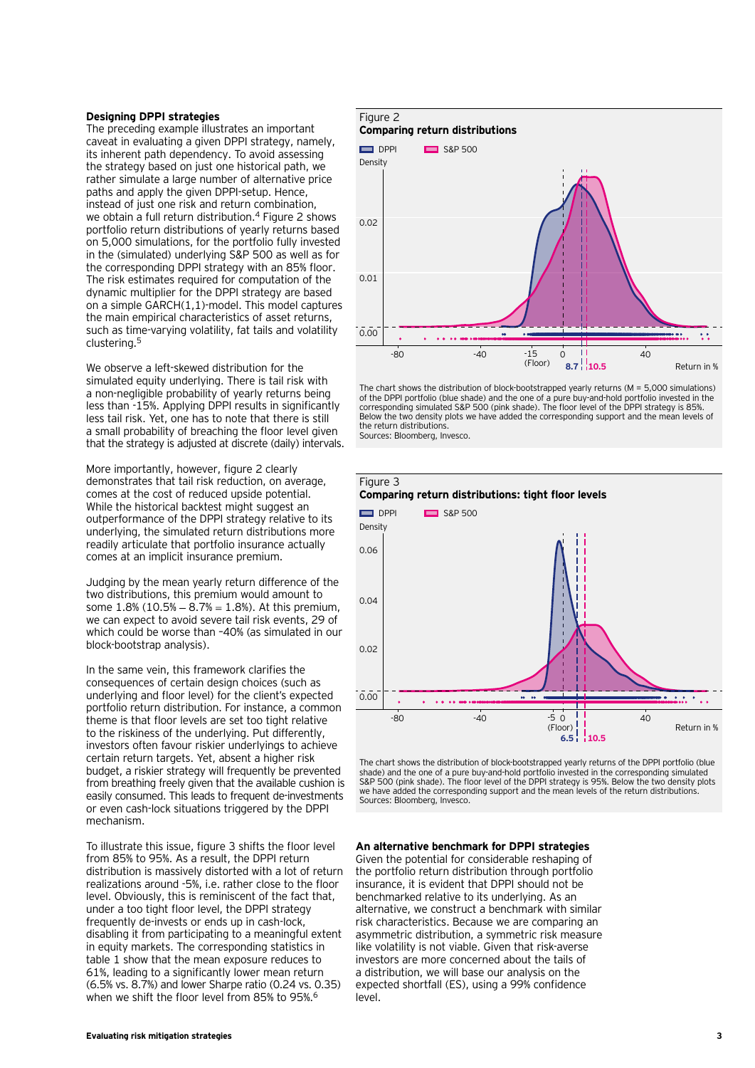### Designing DPPI strategies

The preceding example illustrates an important caveat in evaluating a given DPPI strategy, namely, its inherent path dependency. To avoid assessing the strategy based on just one historical path, we rather simulate a large number of alternative price paths and apply the given DPPI-setup. Hence, instead of just one risk and return combination, we obtain a full return distribution.[4] Figure 2 shows portfolio return distributions of yearly returns based on 5,000 simulations, for the portfolio fully invested in the (simulated) underlying S&P 500 as well as for the corresponding DPPI strategy with an 85% floor. The risk estimates required for computation of the dynamic multiplier for the DPPI strategy are based on a simple GARCH(1,1)-model. This model captures the main empirical characteristics of asset returns, such as time-varying volatility, fat tails and volatility clustering.[5]

We observe a left-skewed distribution for the simulated equity underlying. There is tail risk with a non-negligible probability of yearly returns being less than -15%. Applying DPPI results in significantly less tail risk. Yet, one has to note that there is still a small probability of breaching the floor level given that the strategy is adjusted at discrete (daily) intervals.

More importantly, however, figure 2 clearly demonstrates that tail risk reduction, on average, comes at the cost of reduced upside potential. While the historical backtest might suggest an outperformance of the DPPI strategy relative to its underlying, the simulated return distributions more readily articulate that portfolio insurance actually comes at an implicit insurance premium.

Judging by the mean yearly return difference of the two distributions, this premium would amount to some 1.8% (10.5% – 8.7% = 1.8%). At this premium, we can expect to avoid severe tail risk events, 29 of which could be worse than -40% (as simulated in our block-bootstrap analysis).

In the same vein, this framework clarifies the consequences of certain design choices (such as underlying and floor level) for the client's expected portfolio return distribution. For instance, a common theme is that floor levels are set too tight relative to the riskiness of the underlying. Put differently, investors often favour riskier underlyings to achieve certain return targets. Yet, absent a higher risk budget, a riskier strategy will frequently be prevented from breathing freely given that the available cushion is easily consumed. This leads to frequent de-investments or even cash-lock situations triggered by the DPPI mechanism.

To illustrate this issue, figure 3 shifts the floor level from 85% to 95%. As a result, the DPPI return distribution is massively distorted with a lot of return realizations around -5%, i.e. rather close to the floor level. Obviously, this is reminiscent of the fact that, under a too tight floor level, the DPPI strategy frequently de-invests or ends up in cash-lock, disabling it from participating to a meaningful extent in equity markets. The corresponding statistics in table 1 show that the mean exposure reduces to 61%, leading to a significantly lower mean return (6.5% vs. 8.7%) and lower Sharpe ratio (0.24 vs. 0.35) when we shift the floor level from 85% to 95%.[6]

Figure 2
**Comparing return distributions**

The chart shows the distribution of block-bootstrapped yearly returns (M = 5,000 simulations) of the DPPI portfolio (blue shade) and the one of a pure buy-and-hold portfolio invested in the corresponding simulated S&P 500 (pink shade). The floor level of the DPPI strategy is 85%. Below the two density plots we have added the corresponding support and the mean levels of the return distributions.
Sources: Bloomberg, Invesco.

Figure 3
**Comparing return distributions: tight floor levels**

The chart shows the distribution of block-bootstrapped yearly returns of the DPPI portfolio (blue shade) and the one of a pure buy-and-hold portfolio invested in the corresponding simulated S&P 500 (pink shade). The floor level of the DPPI strategy is 95%. Below the two density plots we have added the corresponding support and the mean levels of the return distributions.
Sources: Bloomberg, Invesco.

### An alternative benchmark for DPPI strategies

Given the potential for considerable reshaping of the portfolio return distribution through portfolio insurance, it is evident that DPPI should not be benchmarked relative to its underlying. As an alternative, we construct a benchmark with similar risk characteristics. Because we are comparing an asymmetric distribution, a symmetric risk measure like volatility is not viable. Given that risk-averse investors are more concerned about the tails of a distribution, we will base our analysis on the expected shortfall (ES), using a 99% confidence level.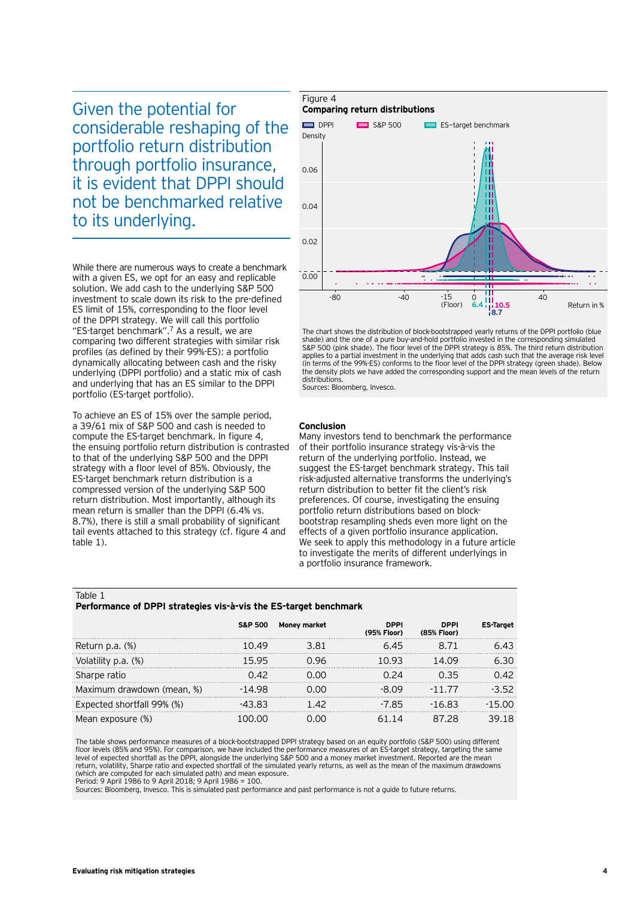Given the potential for considerable reshaping of the portfolio return distribution through portfolio insurance, it is evident that DPPI should not be benchmarked relative to its underlying.

While there are numerous ways to create a benchmark with a given ES, we opt for an easy and replicable solution. We add cash to the underlying S&P 500 investment to scale down its risk to the pre-defined ES limit of 15%, corresponding to the floor level of the DPPI strategy. We will call this portfolio "ES-target benchmark".[7] As a result, we are comparing two different strategies with similar risk profiles (as defined by their 99%-ES): a portfolio dynamically allocating between cash and the risky underlying (DPPI portfolio) and a static mix of cash and underlying that has an ES similar to the DPPI portfolio (ES-target portfolio).

To achieve an ES of 15% over the sample period, a 39/61 mix of S&P 500 and cash is needed to compute the ES-target benchmark. In figure 4, the ensuing portfolio return distribution is contrasted to that of the underlying S&P 500 and the DPPI strategy with a floor level of 85%. Obviously, the ES-target benchmark return distribution is a compressed version of the underlying S&P 500 return distribution. Most importantly, although its mean return is smaller than the DPPI (6.4% vs. 8.7%), there is still a small probability of significant tail events attached to this strategy (cf. figure 4 and table 1).

Figure 4

**Comparing return distributions**

The chart shows the distribution of block-bootstrapped yearly returns of the DPPI portfolio (blue shade) and the one of a pure buy-and-hold portfolio invested in the corresponding simulated S&P 500 (pink shade). The floor level of the DPPI strategy is 85%. The third return distribution applies to a partial investment in the underlying that adds cash such that the average risk level (in terms of the 99%-ES) conforms to the floor level of the DPPI strategy (green shade). Below the density plots we have added the corresponding support and the mean levels of the return distributions.
Sources: Bloomberg, Invesco.

**Conclusion**

Many investors tend to benchmark the performance of their portfolio insurance strategy vis-à-vis the return of the underlying portfolio. Instead, we suggest the ES-target benchmark strategy. This tail risk-adjusted alternative transforms the underlying's return distribution to better fit the client's risk preferences. Of course, investigating the ensuing portfolio return distributions based on block-bootstrap resampling sheds even more light on the effects of a given portfolio insurance application. We seek to apply this methodology in a future article to investigate the merits of different underlyings in a portfolio insurance framework.

Table 1

**Performance of DPPI strategies vis-à-vis the ES-target benchmark**

| | S&P 500 | Money market | DPPI (95% Floor) | DPPI (85% Floor) | ES-Target |
|---|---|---|---|---|---|
| Return p.a. (%) | 10.49 | 3.81 | 6.45 | 8.71 | 6.43 |
| Volatility p.a. (%) | 15.95 | 0.96 | 10.93 | 14.09 | 6.30 |
| Sharpe ratio | 0.42 | 0.00 | 0.24 | 0.35 | 0.42 |
| Maximum drawdown (mean, %) | -14.98 | 0.00 | -8.09 | -11.77 | -3.52 |
| Expected shortfall 99% (%) | -43.83 | 1.42 | -7.85 | -16.83 | -15.00 |
| Mean exposure (%) | 100.00 | 0.00 | 61.14 | 87.28 | 39.18 |

The table shows performance measures of a block-bootstrapped DPPI strategy based on an equity portfolio (S&P 500) using different floor levels (85% and 95%). For comparison, we have included the performance measures of an ES-target strategy, targeting the same level of expected shortfall as the DPPI, alongside the underlying S&P 500 and a money market investment. Reported are the mean return, volatility, Sharpe ratio and expected shortfall of the simulated yearly returns, as well as the mean of the maximum drawdowns (which are computed for each simulated path) and mean exposure.
Period: 9 April 1986 to 9 April 2018; 9 April 1986 = 100.
Sources: Bloomberg, Invesco. This is simulated past performance and past performance is not a guide to future returns.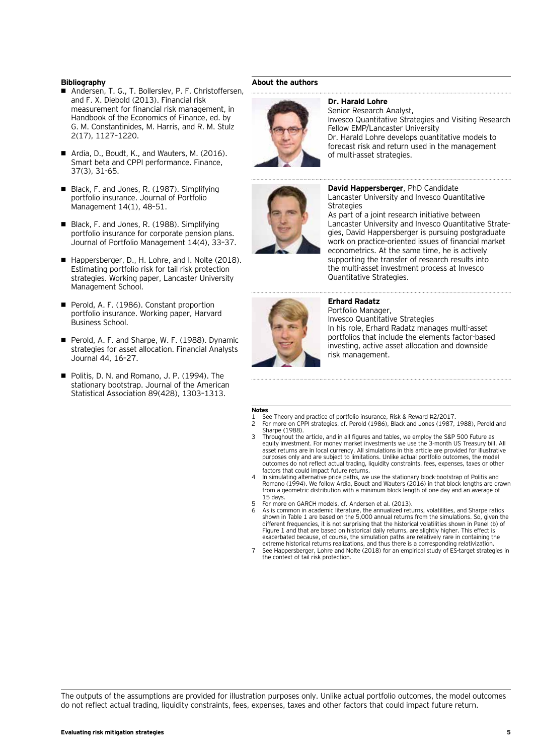**Bibliography**

- Andersen, T. G., T. Bollerslev, P. F. Christoffersen, and F. X. Diebold (2013). Financial risk measurement for financial risk management, in Handbook of the Economics of Finance, ed. by G. M. Constantinides, M. Harris, and R. M. Stulz 2(17), 1127–1220.
- Ardia, D., Boudt, K., and Wauters, M. (2016). Smart beta and CPPI performance. Finance, 37(3), 31-65.
- Black, F. and Jones, R. (1987). Simplifying portfolio insurance. Journal of Portfolio Management 14(1), 48–51.
- Black, F. and Jones, R. (1988). Simplifying portfolio insurance for corporate pension plans. Journal of Portfolio Management 14(4), 33–37.
- Happersberger, D., H. Lohre, and I. Nolte (2018). Estimating portfolio risk for tail risk protection strategies. Working paper, Lancaster University Management School.
- Perold, A. F. (1986). Constant proportion portfolio insurance. Working paper, Harvard Business School.
- Perold, A. F. and Sharpe, W. F. (1988). Dynamic strategies for asset allocation. Financial Analysts Journal 44, 16–27.
- Politis, D. N. and Romano, J. P. (1994). The stationary bootstrap. Journal of the American Statistical Association 89(428), 1303–1313.

**About the authors**

**Dr. Harald Lohre**
Senior Research Analyst,
Invesco Quantitative Strategies and Visiting Research Fellow EMP/Lancaster University
Dr. Harald Lohre develops quantitative models to forecast risk and return used in the management of multi-asset strategies.

**David Happersberger**, PhD Candidate
Lancaster University and Invesco Quantitative Strategies
As part of a joint research initiative between Lancaster University and Invesco Quantitative Strategies, David Happersberger is pursuing postgraduate work on practice-oriented issues of financial market econometrics. At the same time, he is actively supporting the transfer of research results into the multi-asset investment process at Invesco Quantitative Strategies.

**Erhard Radatz**
Portfolio Manager,
Invesco Quantitative Strategies
In his role, Erhard Radatz manages multi-asset portfolios that include the elements factor-based investing, active asset allocation and downside risk management.

**Notes**

1. See Theory and practice of portfolio insurance, Risk & Reward #2/2017.
2. For more on CPPI strategies, cf. Perold (1986), Black and Jones (1987, 1988), Perold and Sharpe (1988).
3. Throughout the article, and in all figures and tables, we employ the S&P 500 Future as equity investment. For money market investments we use the 3-month US Treasury bill. All asset returns are in local currency. All simulations in this article are provided for illustrative purposes only and are subject to limitations. Unlike actual portfolio outcomes, the model outcomes do not reflect actual trading, liquidity constraints, fees, expenses, taxes or other factors that could impact future returns.
4. In simulating alternative price paths, we use the stationary block-bootstrap of Politis and Romano (1994). We follow Ardia, Boudt and Wauters (2016) in that block lengths are drawn from a geometric distribution with a minimum block length of one day and an average of 15 days.
5. For more on GARCH models, cf. Andersen et al. (2013).
6. As is common in academic literature, the annualized returns, volatilities, and Sharpe ratios shown in Table 1 are based on the 5,000 annual returns from the simulations. So, given the different frequencies, it is not surprising that the historical volatilities shown in Panel (b) of Figure 1 and that are based on historical daily returns, are slightly higher. This effect is exacerbated because, of course, the simulation paths are relatively rare in containing the extreme historical returns realizations, and thus there is a corresponding relativization.
7. See Happersberger, Lohre and Nolte (2018) for an empirical study of ES-target strategies in the context of tail risk protection.

The outputs of the assumptions are provided for illustration purposes only. Unlike actual portfolio outcomes, the model outcomes do not reflect actual trading, liquidity constraints, fees, expenses, taxes and other factors that could impact future return.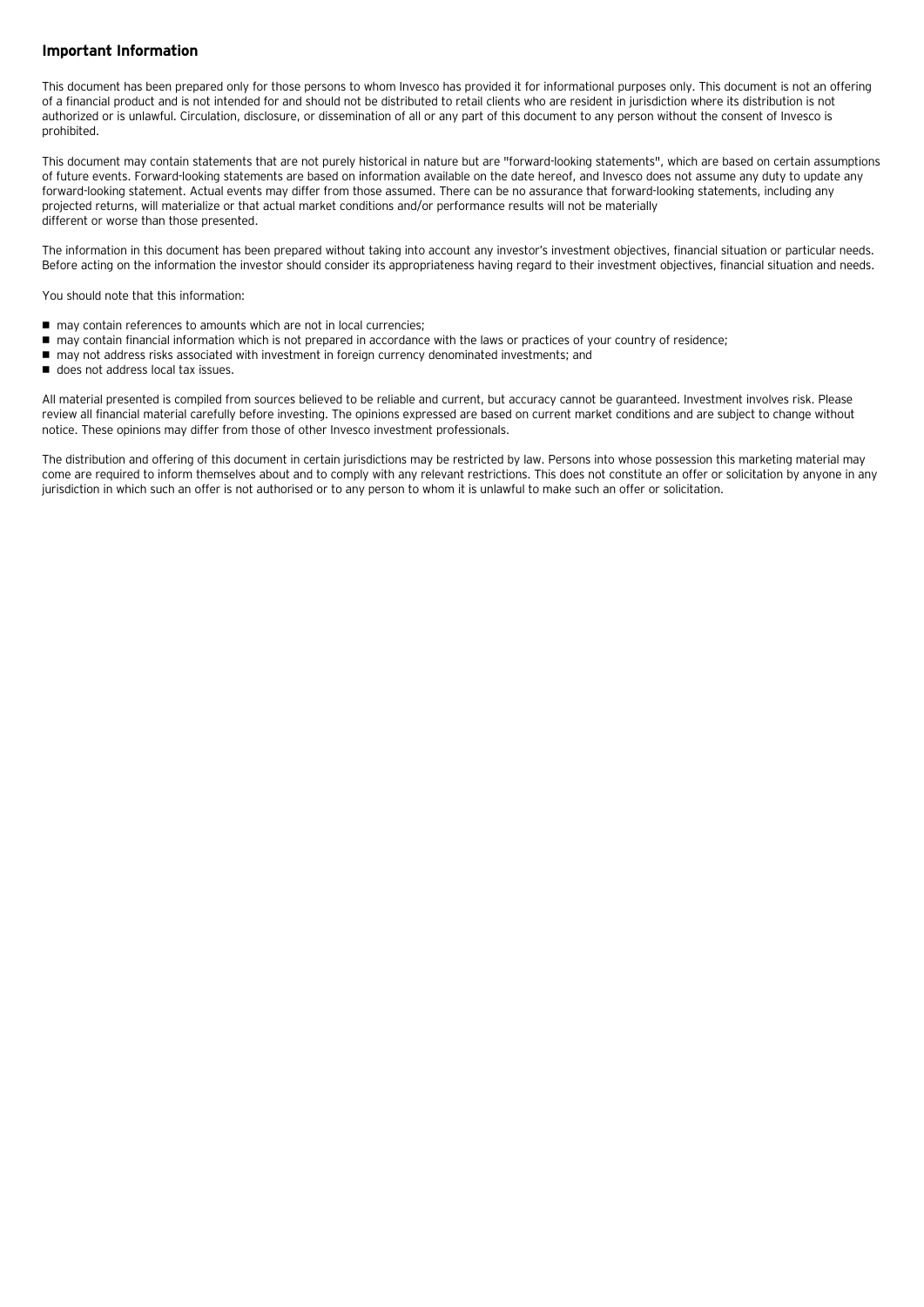## Important Information

This document has been prepared only for those persons to whom Invesco has provided it for informational purposes only. This document is not an offering of a financial product and is not intended for and should not be distributed to retail clients who are resident in jurisdiction where its distribution is not authorized or is unlawful. Circulation, disclosure, or dissemination of all or any part of this document to any person without the consent of Invesco is prohibited.

This document may contain statements that are not purely historical in nature but are "forward-looking statements", which are based on certain assumptions of future events. Forward-looking statements are based on information available on the date hereof, and Invesco does not assume any duty to update any forward-looking statement. Actual events may differ from those assumed. There can be no assurance that forward-looking statements, including any projected returns, will materialize or that actual market conditions and/or performance results will not be materially different or worse than those presented.

The information in this document has been prepared without taking into account any investor's investment objectives, financial situation or particular needs. Before acting on the information the investor should consider its appropriateness having regard to their investment objectives, financial situation and needs.

You should note that this information:

- may contain references to amounts which are not in local currencies;
- may contain financial information which is not prepared in accordance with the laws or practices of your country of residence;
- may not address risks associated with investment in foreign currency denominated investments; and
- does not address local tax issues.

All material presented is compiled from sources believed to be reliable and current, but accuracy cannot be guaranteed. Investment involves risk. Please review all financial material carefully before investing. The opinions expressed are based on current market conditions and are subject to change without notice. These opinions may differ from those of other Invesco investment professionals.

The distribution and offering of this document in certain jurisdictions may be restricted by law. Persons into whose possession this marketing material may come are required to inform themselves about and to comply with any relevant restrictions. This does not constitute an offer or solicitation by anyone in any jurisdiction in which such an offer is not authorised or to any person to whom it is unlawful to make such an offer or solicitation.